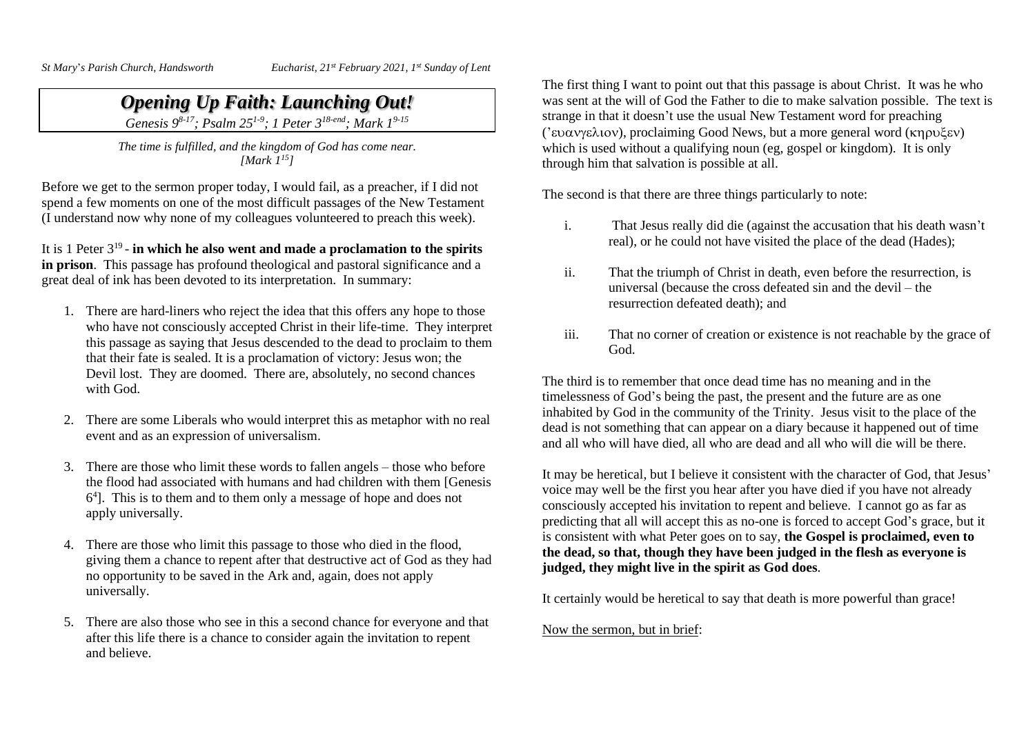*St Mary's Parish Church, Handsworth* *Eucharist, 21st February 2021, 1st Sunday of Lent*

# *Opening Up Faith: Launching Out!*

*Genesis 9[8-17]; Psalm 25[1-9]; 1 Peter 3[18-end]; Mark 1[9-15]*

*The time is fulfilled, and the kingdom of God has come near.*
*[Mark 1[15]]*

Before we get to the sermon proper today, I would fail, as a preacher, if I did not spend a few moments on one of the most difficult passages of the New Testament (I understand now why none of my colleagues volunteered to preach this week).

It is 1 Peter 3[19] - **in which he also went and made a proclamation to the spirits in prison**. This passage has profound theological and pastoral significance and a great deal of ink has been devoted to its interpretation. In summary:

1. There are hard-liners who reject the idea that this offers any hope to those who have not consciously accepted Christ in their life-time. They interpret this passage as saying that Jesus descended to the dead to proclaim to them that their fate is sealed. It is a proclamation of victory: Jesus won; the Devil lost. They are doomed. There are, absolutely, no second chances with God.

2. There are some Liberals who would interpret this as metaphor with no real event and as an expression of universalism.

3. There are those who limit these words to fallen angels – those who before the flood had associated with humans and had children with them [Genesis 6[4]]. This is to them and to them only a message of hope and does not apply universally.

4. There are those who limit this passage to those who died in the flood, giving them a chance to repent after that destructive act of God as they had no opportunity to be saved in the Ark and, again, does not apply universally.

5. There are also those who see in this a second chance for everyone and that after this life there is a chance to consider again the invitation to repent and believe.

The first thing I want to point out that this passage is about Christ. It was he who was sent at the will of God the Father to die to make salvation possible. The text is strange in that it doesn't use the usual New Testament word for preaching (ʼευαγγελιον), proclaiming Good News, but a more general word (κηρυξεν) which is used without a qualifying noun (eg, gospel or kingdom). It is only through him that salvation is possible at all.

The second is that there are three things particularly to note:

i. That Jesus really did die (against the accusation that his death wasn't real), or he could not have visited the place of the dead (Hades);

ii. That the triumph of Christ in death, even before the resurrection, is universal (because the cross defeated sin and the devil – the resurrection defeated death); and

iii. That no corner of creation or existence is not reachable by the grace of God.

The third is to remember that once dead time has no meaning and in the timelessness of God's being the past, the present and the future are as one inhabited by God in the community of the Trinity. Jesus visit to the place of the dead is not something that can appear on a diary because it happened out of time and all who will have died, all who are dead and all who will die will be there.

It may be heretical, but I believe it consistent with the character of God, that Jesus' voice may well be the first you hear after you have died if you have not already consciously accepted his invitation to repent and believe. I cannot go as far as predicting that all will accept this as no-one is forced to accept God's grace, but it is consistent with what Peter goes on to say, **the Gospel is proclaimed, even to the dead, so that, though they have been judged in the flesh as everyone is judged, they might live in the spirit as God does**.

It certainly would be heretical to say that death is more powerful than grace!

<u>Now the sermon, but in brief</u>: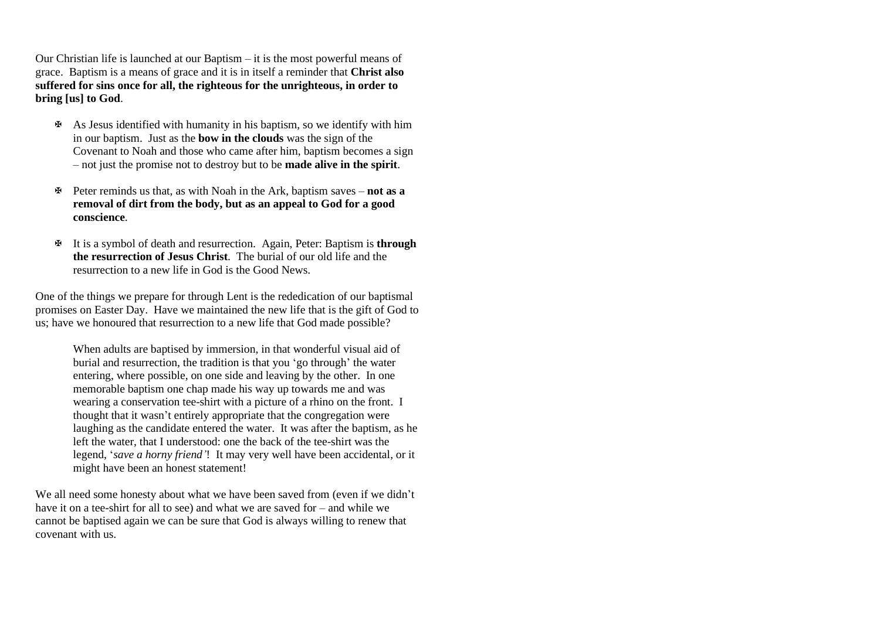Our Christian life is launched at our Baptism – it is the most powerful means of grace. Baptism is a means of grace and it is in itself a reminder that **Christ also suffered for sins once for all, the righteous for the unrighteous, in order to bring [us] to God**.

- ✠ As Jesus identified with humanity in his baptism, so we identify with him in our baptism. Just as the **bow in the clouds** was the sign of the Covenant to Noah and those who came after him, baptism becomes a sign – not just the promise not to destroy but to be **made alive in the spirit**.

- ✠ Peter reminds us that, as with Noah in the Ark, baptism saves – **not as a removal of dirt from the body, but as an appeal to God for a good conscience**.

- ✠ It is a symbol of death and resurrection. Again, Peter: Baptism is **through the resurrection of Jesus Christ**. The burial of our old life and the resurrection to a new life in God is the Good News.

One of the things we prepare for through Lent is the rededication of our baptismal promises on Easter Day. Have we maintained the new life that is the gift of God to us; have we honoured that resurrection to a new life that God made possible?

> When adults are baptised by immersion, in that wonderful visual aid of burial and resurrection, the tradition is that you 'go through' the water entering, where possible, on one side and leaving by the other. In one memorable baptism one chap made his way up towards me and was wearing a conservation tee-shirt with a picture of a rhino on the front. I thought that it wasn't entirely appropriate that the congregation were laughing as the candidate entered the water. It was after the baptism, as he left the water, that I understood: one the back of the tee-shirt was the legend, '*save a horny friend*'! It may very well have been accidental, or it might have been an honest statement!

We all need some honesty about what we have been saved from (even if we didn't have it on a tee-shirt for all to see) and what we are saved for – and while we cannot be baptised again we can be sure that God is always willing to renew that covenant with us.